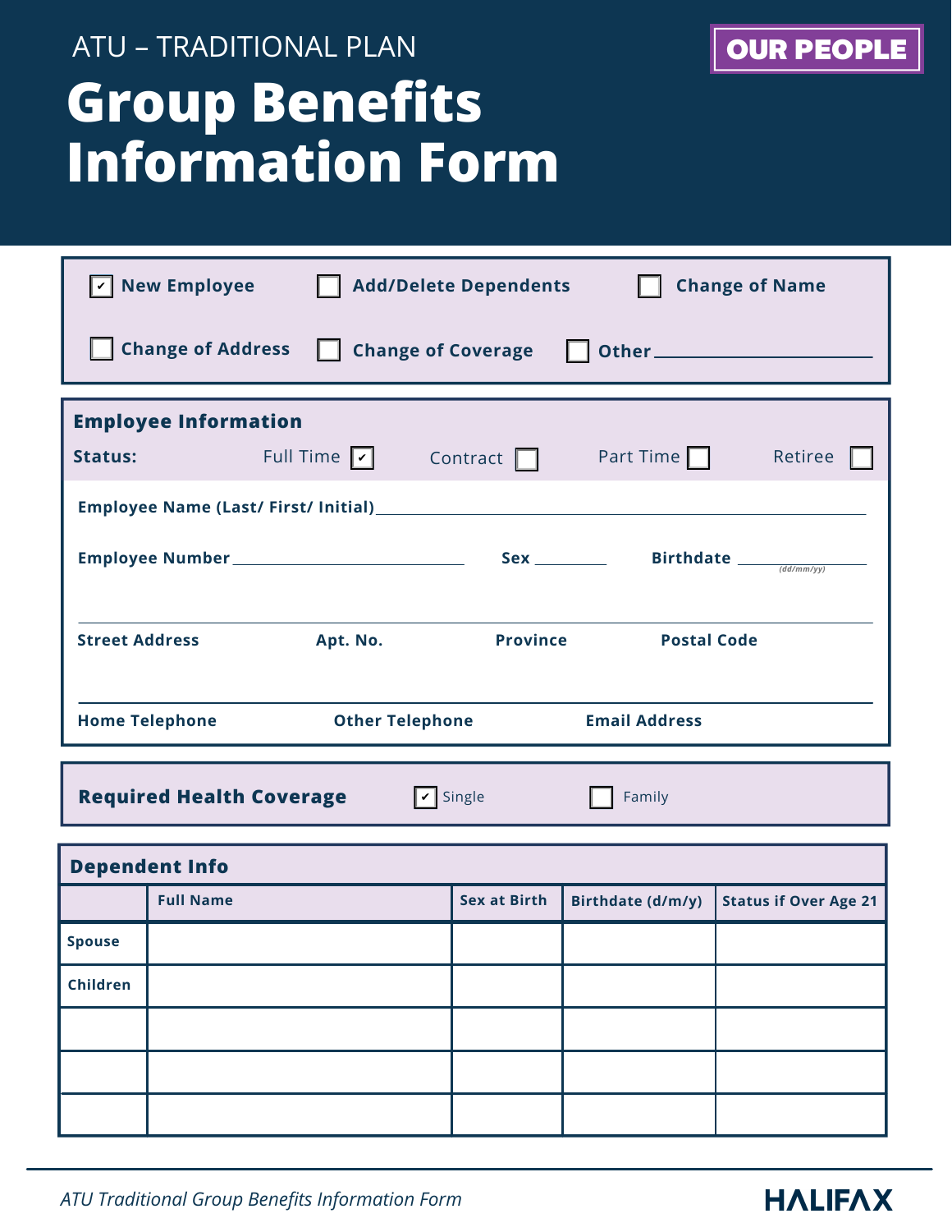ATU – TRADITIONAL PLAN

OUR PEOPLE

# Group Benefits Information Form

- [x] New Employee
- [ ] Add/Delete Dependents
- [ ] Change of Name
- [ ] Change of Address
- [ ] Change of Coverage
- [ ] Other ______________________

## Employee Information

**Status:** Full Time [x] Contract [ ] Part Time [ ] Retiree [ ]

**Employee Name (Last/ First/ Initial)** ______________________________

**Employee Number** ____________________ **Sex** ________ **Birthdate** ____________ *(dd/mm/yy)*

______________________________

**Street Address** **Apt. No.** **Province** **Postal Code**

______________________________

**Home Telephone** **Other Telephone** **Email Address**

## Required Health Coverage

- [x] Single
- [ ] Family

## Dependent Info

| | Full Name | Sex at Birth | Birthdate (d/m/y) | Status if Over Age 21 |
|---|---|---|---|---|
| Spouse | | | | |
| Children | | | | |
| | | | | |
| | | | | |
| | | | | |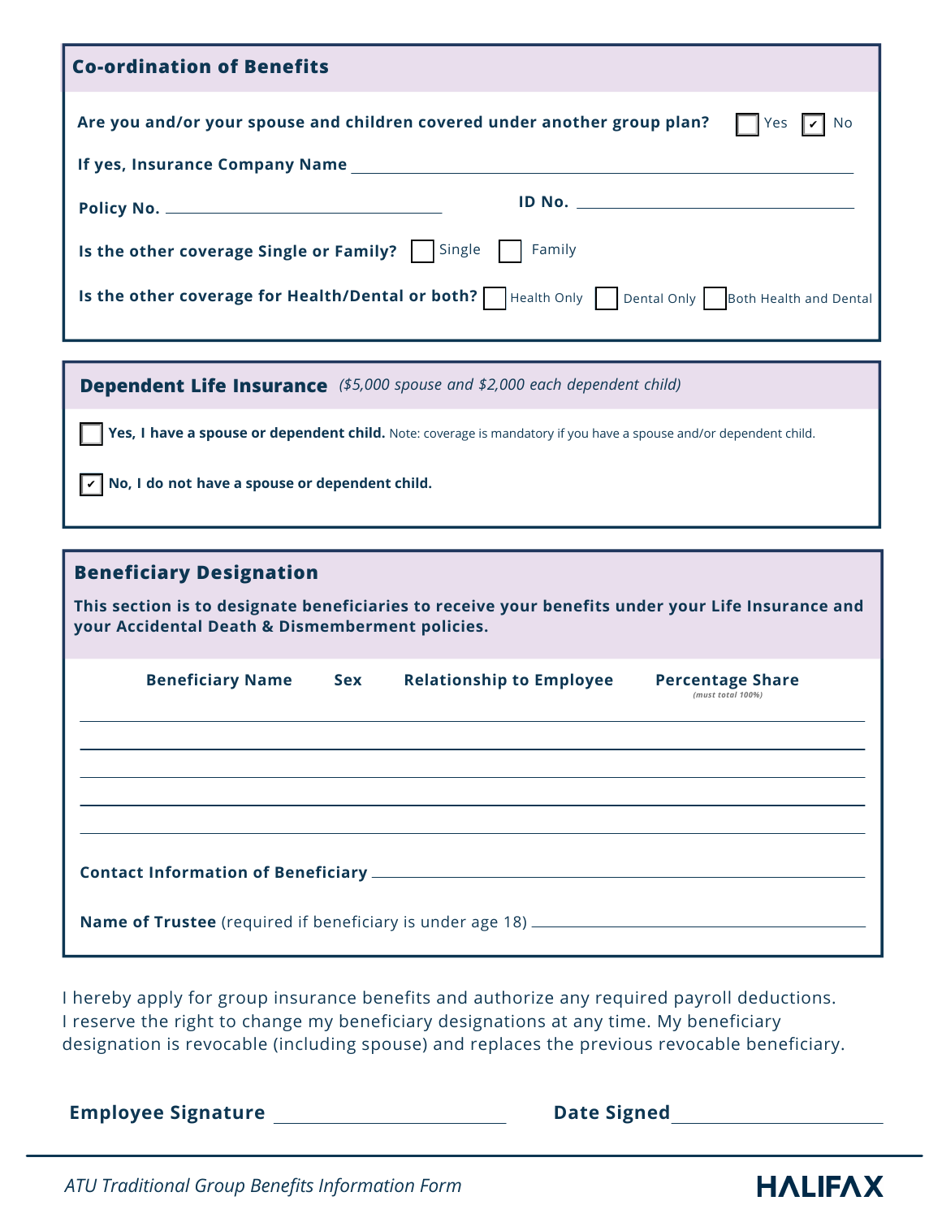## Co-ordination of Benefits

**Are you and/or your spouse and children covered under another group plan?** ☐ Yes ☑ No

**If yes, Insurance Company Name** ______________________________

**Policy No.** ____________________ **ID No.** ____________________

**Is the other coverage Single or Family?** ☐ Single ☐ Family

**Is the other coverage for Health/Dental or both?** ☐ Health Only ☐ Dental Only ☐ Both Health and Dental

## Dependent Life Insurance *($5,000 spouse and $2,000 each dependent child)*

☐ **Yes, I have a spouse or dependent child.** Note: coverage is mandatory if you have a spouse and/or dependent child.

☑ **No, I do not have a spouse or dependent child.**

## Beneficiary Designation

**This section is to designate beneficiaries to receive your benefits under your Life Insurance and your Accidental Death & Dismemberment policies.**

| Beneficiary Name | Sex | Relationship to Employee | Percentage Share *(must total 100%)* |
| --- | --- | --- | --- |
| | | | |
| | | | |
| | | | |
| | | | |
| | | | |

**Contact Information of Beneficiary** ______________________________

**Name of Trustee** (required if beneficiary is under age 18) ______________________________

I hereby apply for group insurance benefits and authorize any required payroll deductions. I reserve the right to change my beneficiary designations at any time. My beneficiary designation is revocable (including spouse) and replaces the previous revocable beneficiary.

**Employee Signature** ____________________ **Date Signed** ____________________

*ATU Traditional Group Benefits Information Form*

HALIFAX